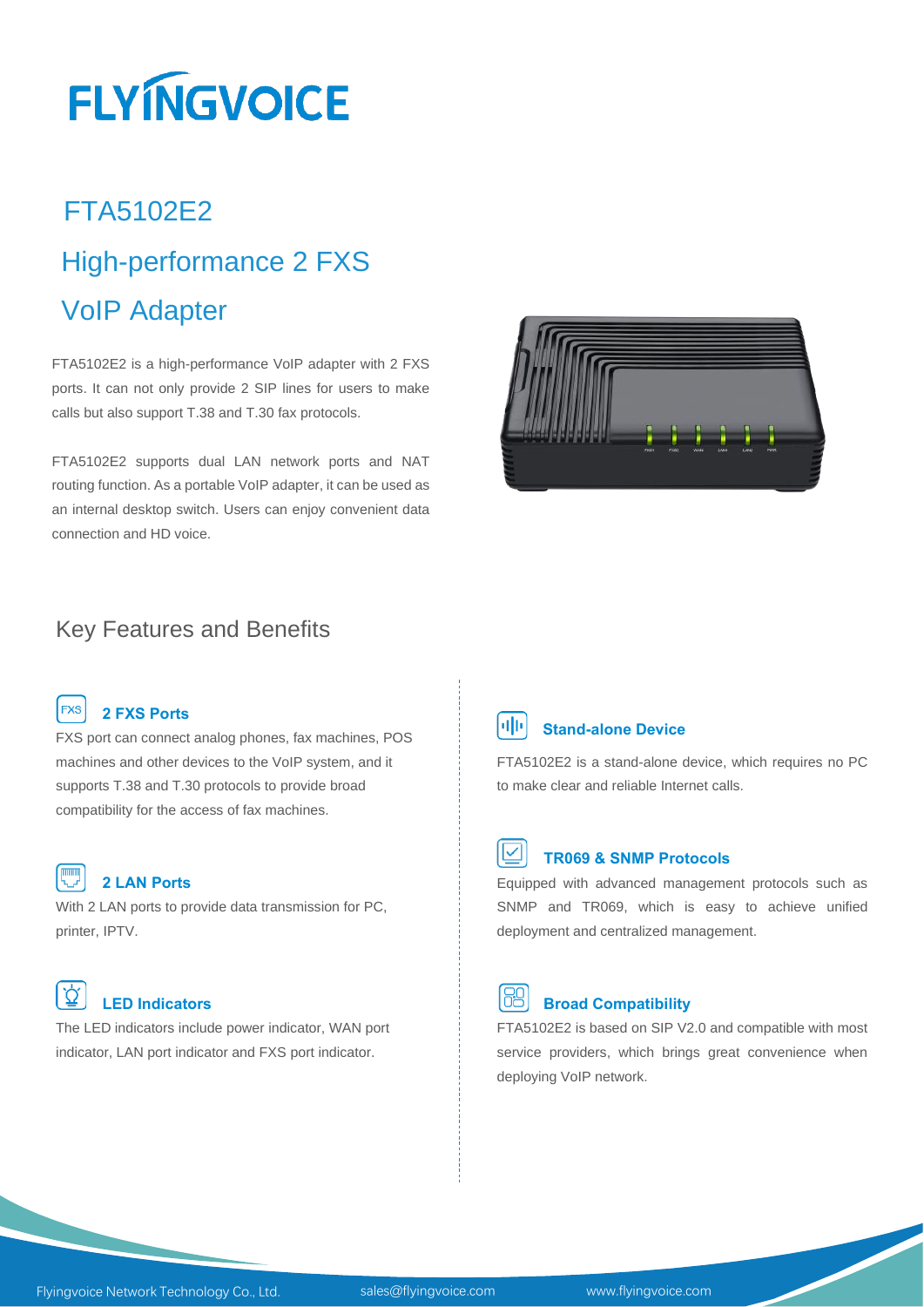# FLYINGVOICE

## FTA5102E2

## High-performance 2 FXS VoIP Adapter

FTA5102E2 is a high-performance VoIP adapter with 2 FXS ports. It can not only provide 2 SIP lines for users to make calls but also support T.38 and T.30 fax protocols.

FTA5102E2 supports dual LAN network ports and NAT routing function. As a portable VoIP adapter, it can be used as an internal desktop switch. Users can enjoy convenient data connection and HD voice.

## Key Features and Benefits

### 2 FXS Ports

FXS port can connect analog phones, fax machines, POS machines and other devices to the VoIP system, and it supports T.38 and T.30 protocols to provide broad compatibility for the access of fax machines.

### 2 LAN Ports

With 2 LAN ports to provide data transmission for PC, printer, IPTV.

### LED Indicators

The LED indicators include power indicator, WAN port indicator, LAN port indicator and FXS port indicator.

### Stand-alone Device

FTA5102E2 is a stand-alone device, which requires no PC to make clear and reliable Internet calls.

### TR069 & SNMP Protocols

Equipped with advanced management protocols such as SNMP and TR069, which is easy to achieve unified deployment and centralized management.

### Broad Compatibility

FTA5102E2 is based on SIP V2.0 and compatible with most service providers, which brings great convenience when deploying VoIP network.

Flyingvoice Network Technology Co., Ltd. sales@flyingvoice.com www.flyingvoice.com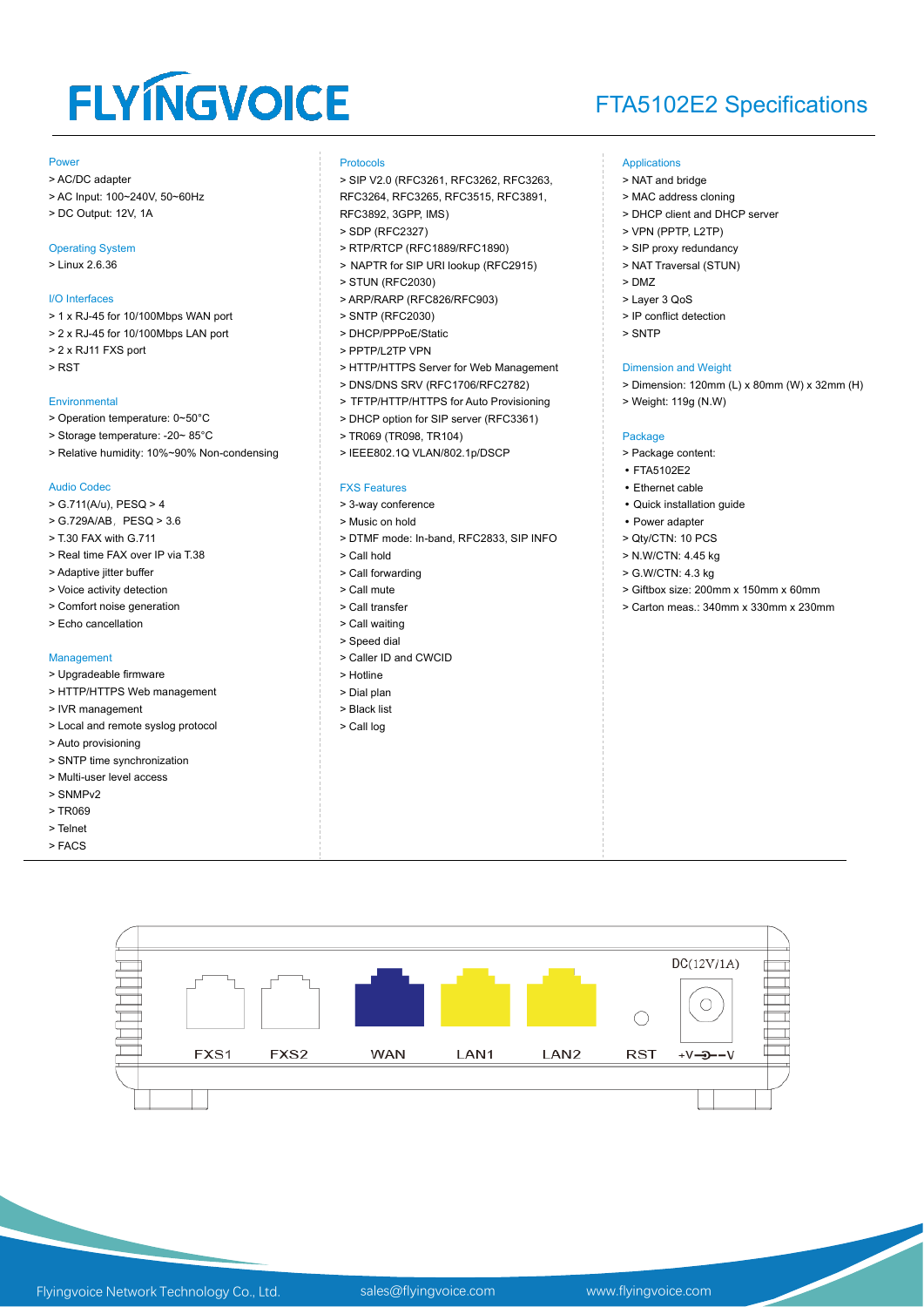# FLYINGVOICE

## FTA5102E2 Specifications

### Power
> AC/DC adapter
> AC Input: 100~240V, 50~60Hz
> DC Output: 12V, 1A

### Operating System
> Linux 2.6.36

### I/O Interfaces
> 1 x RJ-45 for 10/100Mbps WAN port
> 2 x RJ-45 for 10/100Mbps LAN port
> 2 x RJ11 FXS port
> RST

### Environmental
> Operation temperature: 0~50°C
> Storage temperature: -20~ 85°C
> Relative humidity: 10%~90% Non-condensing

### Audio Codec
> G.711(A/u), PESQ > 4
> G.729A/AB，PESQ > 3.6
> T.30 FAX with G.711
> Real time FAX over IP via T.38
> Adaptive jitter buffer
> Voice activity detection
> Comfort noise generation
> Echo cancellation

### Management
> Upgradeable firmware
> HTTP/HTTPS Web management
> IVR management
> Local and remote syslog protocol
> Auto provisioning
> SNTP time synchronization
> Multi-user level access
> SNMPv2
> TR069
> Telnet
> FACS

### Protocols
> SIP V2.0 (RFC3261, RFC3262, RFC3263, RFC3264, RFC3265, RFC3515, RFC3891, RFC3892, 3GPP, IMS)
> SDP (RFC2327)
> RTP/RTCP (RFC1889/RFC1890)
> NAPTR for SIP URI lookup (RFC2915)
> STUN (RFC2030)
> ARP/RARP (RFC826/RFC903)
> SNTP (RFC2030)
> DHCP/PPPoE/Static
> PPTP/L2TP VPN
> HTTP/HTTPS Server for Web Management
> DNS/DNS SRV (RFC1706/RFC2782)
> TFTP/HTTP/HTTPS for Auto Provisioning
> DHCP option for SIP server (RFC3361)
> TR069 (TR098, TR104)
> IEEE802.1Q VLAN/802.1p/DSCP

### FXS Features
> 3-way conference
> Music on hold
> DTMF mode: In-band, RFC2833, SIP INFO
> Call hold
> Call forwarding
> Call mute
> Call transfer
> Call waiting
> Speed dial
> Caller ID and CWCID
> Hotline
> Dial plan
> Black list
> Call log

### Applications
> NAT and bridge
> MAC address cloning
> DHCP client and DHCP server
> VPN (PPTP, L2TP)
> SIP proxy redundancy
> NAT Traversal (STUN)
> DMZ
> Layer 3 QoS
> IP conflict detection
> SNTP

### Dimension and Weight
> Dimension: 120mm (L) x 80mm (W) x 32mm (H)
> Weight: 119g (N.W)

### Package
> Package content:
- FTA5102E2
- Ethernet cable
- Quick installation guide
- Power adapter

> Qty/CTN: 10 PCS
> N.W/CTN: 4.45 kg
> G.W/CTN: 4.3 kg
> Giftbox size: 200mm x 150mm x 60mm
> Carton meas.: 340mm x 330mm x 230mm

FXS1 FXS2 WAN LAN1 LAN2 RST DC(12V/1A)

Flyingvoice Network Technology Co., Ltd. sales@flyingvoice.com www.flyingvoice.com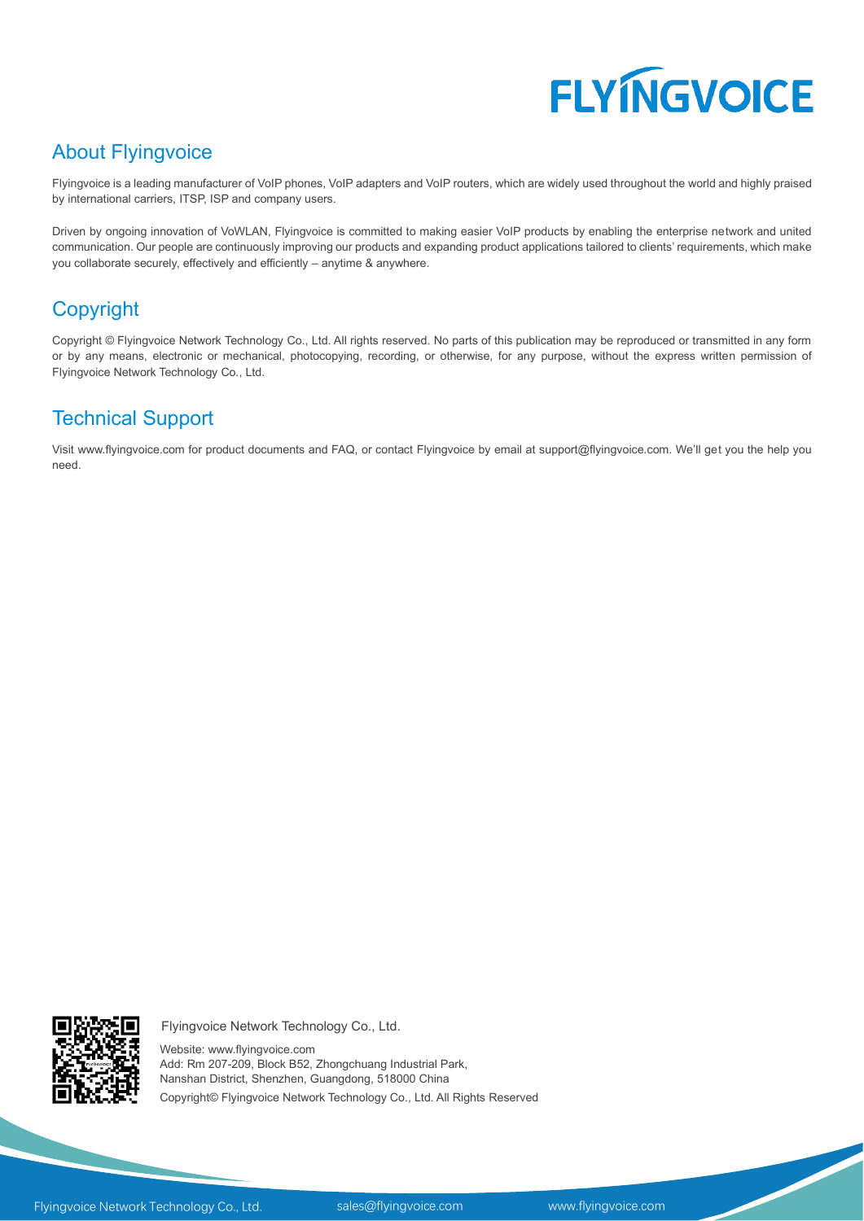## About Flyingvoice

Flyingvoice is a leading manufacturer of VoIP phones, VoIP adapters and VoIP routers, which are widely used throughout the world and highly praised by international carriers, ITSP, ISP and company users.

Driven by ongoing innovation of VoWLAN, Flyingvoice is committed to making easier VoIP products by enabling the enterprise network and united communication. Our people are continuously improving our products and expanding product applications tailored to clients' requirements, which make you collaborate securely, effectively and efficiently – anytime & anywhere.

## Copyright

Copyright © Flyingvoice Network Technology Co., Ltd. All rights reserved. No parts of this publication may be reproduced or transmitted in any form or by any means, electronic or mechanical, photocopying, recording, or otherwise, for any purpose, without the express written permission of Flyingvoice Network Technology Co., Ltd.

## Technical Support

Visit www.flyingvoice.com for product documents and FAQ, or contact Flyingvoice by email at support@flyingvoice.com. We'll get you the help you need.

Flyingvoice Network Technology Co., Ltd.

Website: www.flyingvoice.com
Add: Rm 207-209, Block B52, Zhongchuang Industrial Park,
Nanshan District, Shenzhen, Guangdong, 518000 China
Copyright© Flyingvoice Network Technology Co., Ltd. All Rights Reserved

Flyingvoice Network Technology Co., Ltd. sales@flyingvoice.com www.flyingvoice.com